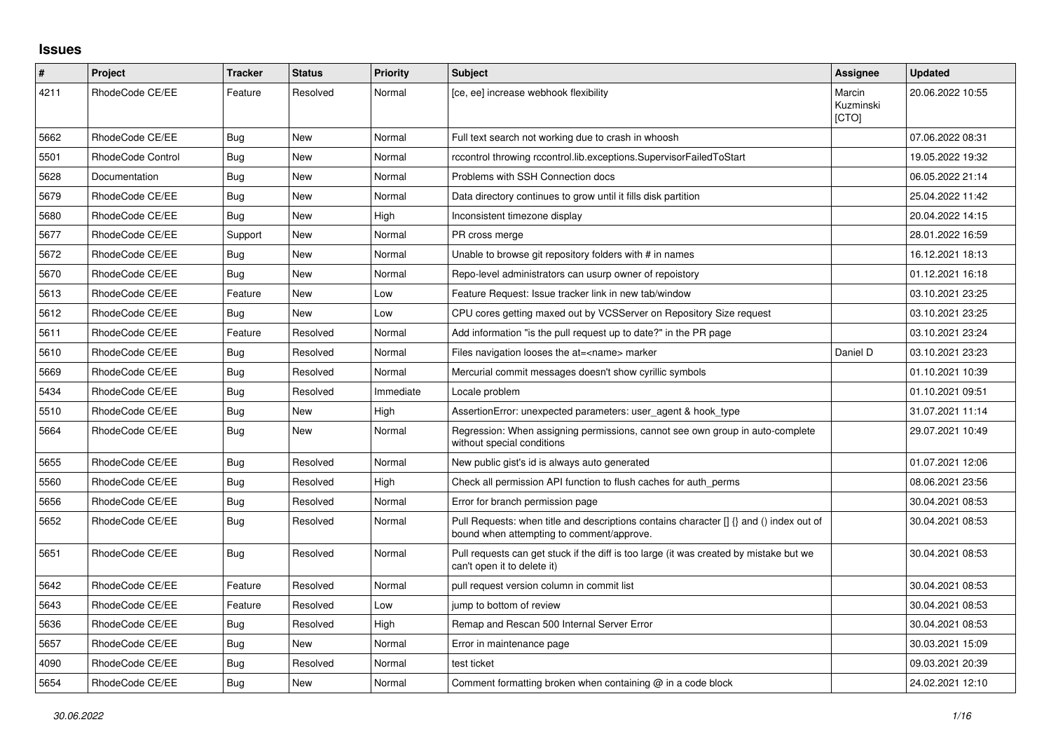# Issues

| # | Project | Tracker | Status | Priority | Subject | Assignee | Updated |
|---|---|---|---|---|---|---|---|
| 4211 | RhodeCode CE/EE | Feature | Resolved | Normal | [ce, ee] increase webhook flexibility | Marcin Kuzminski [CTO] | 20.06.2022 10:55 |
| 5662 | RhodeCode CE/EE | Bug | New | Normal | Full text search not working due to crash in whoosh | | 07.06.2022 08:31 |
| 5501 | RhodeCode Control | Bug | New | Normal | rccontrol throwing rccontrol.lib.exceptions.SupervisorFailedToStart | | 19.05.2022 19:32 |
| 5628 | Documentation | Bug | New | Normal | Problems with SSH Connection docs | | 06.05.2022 21:14 |
| 5679 | RhodeCode CE/EE | Bug | New | Normal | Data directory continues to grow until it fills disk partition | | 25.04.2022 11:42 |
| 5680 | RhodeCode CE/EE | Bug | New | High | Inconsistent timezone display | | 20.04.2022 14:15 |
| 5677 | RhodeCode CE/EE | Support | New | Normal | PR cross merge | | 28.01.2022 16:59 |
| 5672 | RhodeCode CE/EE | Bug | New | Normal | Unable to browse git repository folders with # in names | | 16.12.2021 18:13 |
| 5670 | RhodeCode CE/EE | Bug | New | Normal | Repo-level administrators can usurp owner of repoistory | | 01.12.2021 16:18 |
| 5613 | RhodeCode CE/EE | Feature | New | Low | Feature Request: Issue tracker link in new tab/window | | 03.10.2021 23:25 |
| 5612 | RhodeCode CE/EE | Bug | New | Low | CPU cores getting maxed out by VCSServer on Repository Size request | | 03.10.2021 23:25 |
| 5611 | RhodeCode CE/EE | Feature | Resolved | Normal | Add information "is the pull request up to date?" in the PR page | | 03.10.2021 23:24 |
| 5610 | RhodeCode CE/EE | Bug | Resolved | Normal | Files navigation looses the at=<name> marker | Daniel D | 03.10.2021 23:23 |
| 5669 | RhodeCode CE/EE | Bug | Resolved | Normal | Mercurial commit messages doesn't show cyrillic symbols | | 01.10.2021 10:39 |
| 5434 | RhodeCode CE/EE | Bug | Resolved | Immediate | Locale problem | | 01.10.2021 09:51 |
| 5510 | RhodeCode CE/EE | Bug | New | High | AssertionError: unexpected parameters: user_agent & hook_type | | 31.07.2021 11:14 |
| 5664 | RhodeCode CE/EE | Bug | New | Normal | Regression: When assigning permissions, cannot see own group in auto-complete without special conditions | | 29.07.2021 10:49 |
| 5655 | RhodeCode CE/EE | Bug | Resolved | Normal | New public gist's id is always auto generated | | 01.07.2021 12:06 |
| 5560 | RhodeCode CE/EE | Bug | Resolved | High | Check all permission API function to flush caches for auth_perms | | 08.06.2021 23:56 |
| 5656 | RhodeCode CE/EE | Bug | Resolved | Normal | Error for branch permission page | | 30.04.2021 08:53 |
| 5652 | RhodeCode CE/EE | Bug | Resolved | Normal | Pull Requests: when title and descriptions contains character [] {} and () index out of bound when attempting to comment/approve. | | 30.04.2021 08:53 |
| 5651 | RhodeCode CE/EE | Bug | Resolved | Normal | Pull requests can get stuck if the diff is too large (it was created by mistake but we can't open it to delete it) | | 30.04.2021 08:53 |
| 5642 | RhodeCode CE/EE | Feature | Resolved | Normal | pull request version column in commit list | | 30.04.2021 08:53 |
| 5643 | RhodeCode CE/EE | Feature | Resolved | Low | jump to bottom of review | | 30.04.2021 08:53 |
| 5636 | RhodeCode CE/EE | Bug | Resolved | High | Remap and Rescan 500 Internal Server Error | | 30.04.2021 08:53 |
| 5657 | RhodeCode CE/EE | Bug | New | Normal | Error in maintenance page | | 30.03.2021 15:09 |
| 4090 | RhodeCode CE/EE | Bug | Resolved | Normal | test ticket | | 09.03.2021 20:39 |
| 5654 | RhodeCode CE/EE | Bug | New | Normal | Comment formatting broken when containing @ in a code block | | 24.02.2021 12:10 |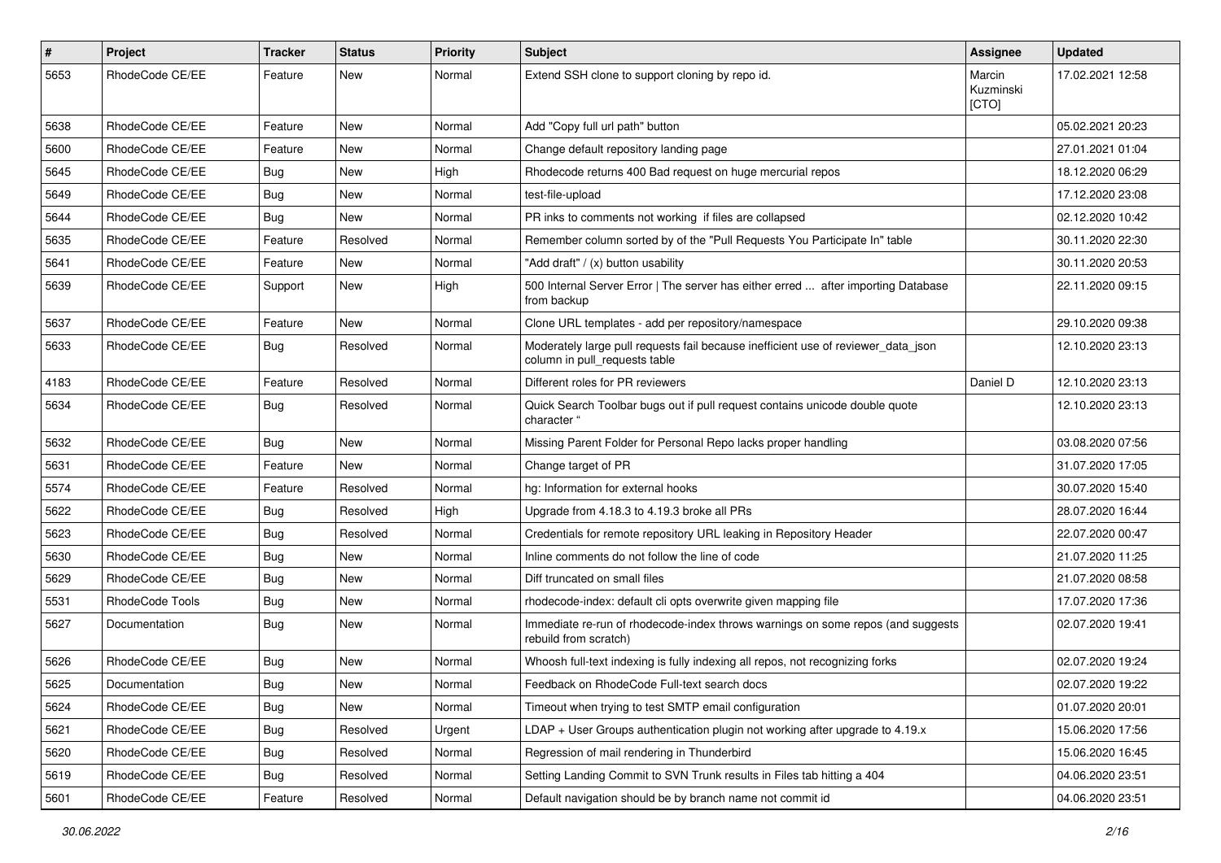| # | Project | Tracker | Status | Priority | Subject | Assignee | Updated |
|---|---|---|---|---|---|---|---|
| 5653 | RhodeCode CE/EE | Feature | New | Normal | Extend SSH clone to support cloning by repo id. | Marcin Kuzminski [CTO] | 17.02.2021 12:58 |
| 5638 | RhodeCode CE/EE | Feature | New | Normal | Add "Copy full url path" button | | 05.02.2021 20:23 |
| 5600 | RhodeCode CE/EE | Feature | New | Normal | Change default repository landing page | | 27.01.2021 01:04 |
| 5645 | RhodeCode CE/EE | Bug | New | High | Rhodecode returns 400 Bad request on huge mercurial repos | | 18.12.2020 06:29 |
| 5649 | RhodeCode CE/EE | Bug | New | Normal | test-file-upload | | 17.12.2020 23:08 |
| 5644 | RhodeCode CE/EE | Bug | New | Normal | PR inks to comments not working if files are collapsed | | 02.12.2020 10:42 |
| 5635 | RhodeCode CE/EE | Feature | Resolved | Normal | Remember column sorted by of the "Pull Requests You Participate In" table | | 30.11.2020 22:30 |
| 5641 | RhodeCode CE/EE | Feature | New | Normal | "Add draft" / (x) button usability | | 30.11.2020 20:53 |
| 5639 | RhodeCode CE/EE | Support | New | High | 500 Internal Server Error \| The server has either erred ... after importing Database from backup | | 22.11.2020 09:15 |
| 5637 | RhodeCode CE/EE | Feature | New | Normal | Clone URL templates - add per repository/namespace | | 29.10.2020 09:38 |
| 5633 | RhodeCode CE/EE | Bug | Resolved | Normal | Moderately large pull requests fail because inefficient use of reviewer_data_json column in pull_requests table | | 12.10.2020 23:13 |
| 4183 | RhodeCode CE/EE | Feature | Resolved | Normal | Different roles for PR reviewers | Daniel D | 12.10.2020 23:13 |
| 5634 | RhodeCode CE/EE | Bug | Resolved | Normal | Quick Search Toolbar bugs out if pull request contains unicode double quote character " | | 12.10.2020 23:13 |
| 5632 | RhodeCode CE/EE | Bug | New | Normal | Missing Parent Folder for Personal Repo lacks proper handling | | 03.08.2020 07:56 |
| 5631 | RhodeCode CE/EE | Feature | New | Normal | Change target of PR | | 31.07.2020 17:05 |
| 5574 | RhodeCode CE/EE | Feature | Resolved | Normal | hg: Information for external hooks | | 30.07.2020 15:40 |
| 5622 | RhodeCode CE/EE | Bug | Resolved | High | Upgrade from 4.18.3 to 4.19.3 broke all PRs | | 28.07.2020 16:44 |
| 5623 | RhodeCode CE/EE | Bug | Resolved | Normal | Credentials for remote repository URL leaking in Repository Header | | 22.07.2020 00:47 |
| 5630 | RhodeCode CE/EE | Bug | New | Normal | Inline comments do not follow the line of code | | 21.07.2020 11:25 |
| 5629 | RhodeCode CE/EE | Bug | New | Normal | Diff truncated on small files | | 21.07.2020 08:58 |
| 5531 | RhodeCode Tools | Bug | New | Normal | rhodecode-index: default cli opts overwrite given mapping file | | 17.07.2020 17:36 |
| 5627 | Documentation | Bug | New | Normal | Immediate re-run of rhodecode-index throws warnings on some repos (and suggests rebuild from scratch) | | 02.07.2020 19:41 |
| 5626 | RhodeCode CE/EE | Bug | New | Normal | Whoosh full-text indexing is fully indexing all repos, not recognizing forks | | 02.07.2020 19:24 |
| 5625 | Documentation | Bug | New | Normal | Feedback on RhodeCode Full-text search docs | | 02.07.2020 19:22 |
| 5624 | RhodeCode CE/EE | Bug | New | Normal | Timeout when trying to test SMTP email configuration | | 01.07.2020 20:01 |
| 5621 | RhodeCode CE/EE | Bug | Resolved | Urgent | LDAP + User Groups authentication plugin not working after upgrade to 4.19.x | | 15.06.2020 17:56 |
| 5620 | RhodeCode CE/EE | Bug | Resolved | Normal | Regression of mail rendering in Thunderbird | | 15.06.2020 16:45 |
| 5619 | RhodeCode CE/EE | Bug | Resolved | Normal | Setting Landing Commit to SVN Trunk results in Files tab hitting a 404 | | 04.06.2020 23:51 |
| 5601 | RhodeCode CE/EE | Feature | Resolved | Normal | Default navigation should be by branch name not commit id | | 04.06.2020 23:51 |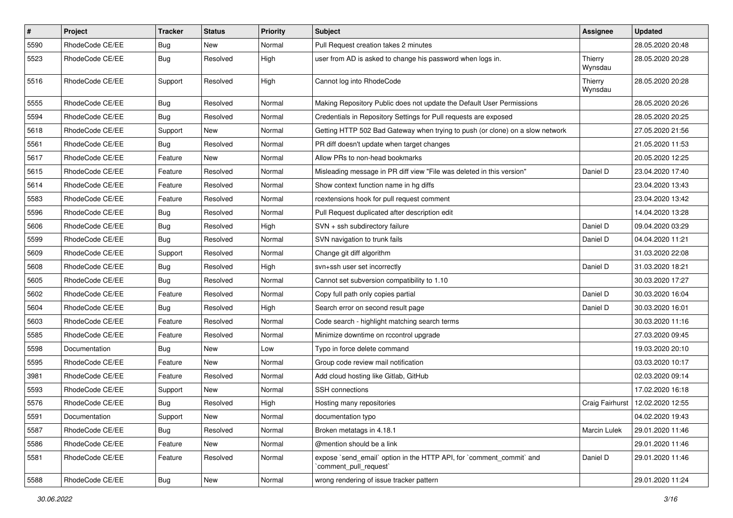| # | Project | Tracker | Status | Priority | Subject | Assignee | Updated |
|---|---|---|---|---|---|---|---|
| 5590 | RhodeCode CE/EE | Bug | New | Normal | Pull Request creation takes 2 minutes | | 28.05.2020 20:48 |
| 5523 | RhodeCode CE/EE | Bug | Resolved | High | user from AD is asked to change his password when logs in. | Thierry Wynsdau | 28.05.2020 20:28 |
| 5516 | RhodeCode CE/EE | Support | Resolved | High | Cannot log into RhodeCode | Thierry Wynsdau | 28.05.2020 20:28 |
| 5555 | RhodeCode CE/EE | Bug | Resolved | Normal | Making Repository Public does not update the Default User Permissions | | 28.05.2020 20:26 |
| 5594 | RhodeCode CE/EE | Bug | Resolved | Normal | Credentials in Repository Settings for Pull requests are exposed | | 28.05.2020 20:25 |
| 5618 | RhodeCode CE/EE | Support | New | Normal | Getting HTTP 502 Bad Gateway when trying to push (or clone) on a slow network | | 27.05.2020 21:56 |
| 5561 | RhodeCode CE/EE | Bug | Resolved | Normal | PR diff doesn't update when target changes | | 21.05.2020 11:53 |
| 5617 | RhodeCode CE/EE | Feature | New | Normal | Allow PRs to non-head bookmarks | | 20.05.2020 12:25 |
| 5615 | RhodeCode CE/EE | Feature | Resolved | Normal | Misleading message in PR diff view "File was deleted in this version" | Daniel D | 23.04.2020 17:40 |
| 5614 | RhodeCode CE/EE | Feature | Resolved | Normal | Show context function name in hg diffs | | 23.04.2020 13:43 |
| 5583 | RhodeCode CE/EE | Feature | Resolved | Normal | rcextensions hook for pull request comment | | 23.04.2020 13:42 |
| 5596 | RhodeCode CE/EE | Bug | Resolved | Normal | Pull Request duplicated after description edit | | 14.04.2020 13:28 |
| 5606 | RhodeCode CE/EE | Bug | Resolved | High | SVN + ssh subdirectory failure | Daniel D | 09.04.2020 03:29 |
| 5599 | RhodeCode CE/EE | Bug | Resolved | Normal | SVN navigation to trunk fails | Daniel D | 04.04.2020 11:21 |
| 5609 | RhodeCode CE/EE | Support | Resolved | Normal | Change git diff algorithm | | 31.03.2020 22:08 |
| 5608 | RhodeCode CE/EE | Bug | Resolved | High | svn+ssh user set incorrectly | Daniel D | 31.03.2020 18:21 |
| 5605 | RhodeCode CE/EE | Bug | Resolved | Normal | Cannot set subversion compatibility to 1.10 | | 30.03.2020 17:27 |
| 5602 | RhodeCode CE/EE | Feature | Resolved | Normal | Copy full path only copies partial | Daniel D | 30.03.2020 16:04 |
| 5604 | RhodeCode CE/EE | Bug | Resolved | High | Search error on second result page | Daniel D | 30.03.2020 16:01 |
| 5603 | RhodeCode CE/EE | Feature | Resolved | Normal | Code search - highlight matching search terms | | 30.03.2020 11:16 |
| 5585 | RhodeCode CE/EE | Feature | Resolved | Normal | Minimize downtime on rccontrol upgrade | | 27.03.2020 09:45 |
| 5598 | Documentation | Bug | New | Low | Typo in force delete command | | 19.03.2020 20:10 |
| 5595 | RhodeCode CE/EE | Feature | New | Normal | Group code review mail notification | | 03.03.2020 10:17 |
| 3981 | RhodeCode CE/EE | Feature | Resolved | Normal | Add cloud hosting like Gitlab, GitHub | | 02.03.2020 09:14 |
| 5593 | RhodeCode CE/EE | Support | New | Normal | SSH connections | | 17.02.2020 16:18 |
| 5576 | RhodeCode CE/EE | Bug | Resolved | High | Hosting many repositories | Craig Fairhurst | 12.02.2020 12:55 |
| 5591 | Documentation | Support | New | Normal | documentation typo | | 04.02.2020 19:43 |
| 5587 | RhodeCode CE/EE | Bug | Resolved | Normal | Broken metatags in 4.18.1 | Marcin Lulek | 29.01.2020 11:46 |
| 5586 | RhodeCode CE/EE | Feature | New | Normal | @mention should be a link | | 29.01.2020 11:46 |
| 5581 | RhodeCode CE/EE | Feature | Resolved | Normal | expose `send_email` option in the HTTP API, for `comment_commit` and `comment_pull_request` | Daniel D | 29.01.2020 11:46 |
| 5588 | RhodeCode CE/EE | Bug | New | Normal | wrong rendering of issue tracker pattern | | 29.01.2020 11:24 |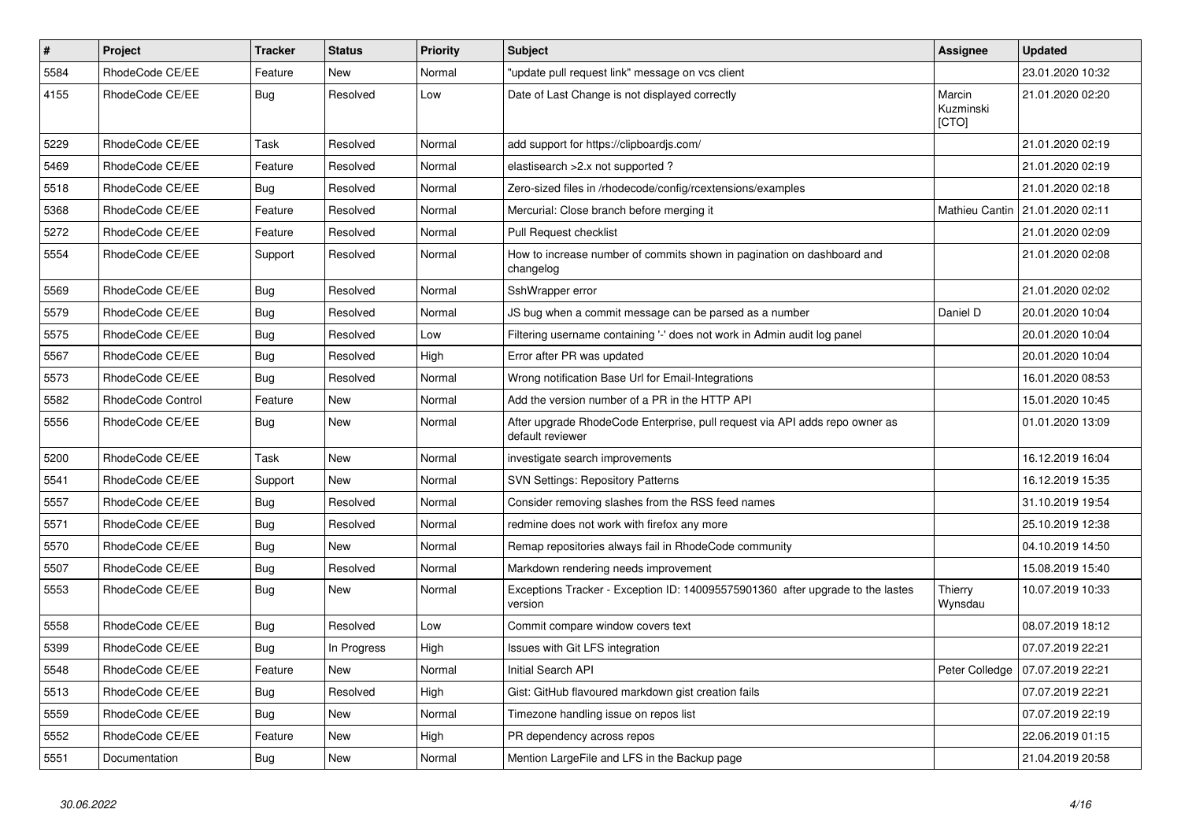| # | Project | Tracker | Status | Priority | Subject | Assignee | Updated |
|---|---|---|---|---|---|---|---|
| 5584 | RhodeCode CE/EE | Feature | New | Normal | "update pull request link" message on vcs client | | 23.01.2020 10:32 |
| 4155 | RhodeCode CE/EE | Bug | Resolved | Low | Date of Last Change is not displayed correctly | Marcin Kuzminski [CTO] | 21.01.2020 02:20 |
| 5229 | RhodeCode CE/EE | Task | Resolved | Normal | add support for https://clipboardjs.com/ | | 21.01.2020 02:19 |
| 5469 | RhodeCode CE/EE | Feature | Resolved | Normal | elastisearch >2.x not supported ? | | 21.01.2020 02:19 |
| 5518 | RhodeCode CE/EE | Bug | Resolved | Normal | Zero-sized files in /rhodecode/config/rcextensions/examples | | 21.01.2020 02:18 |
| 5368 | RhodeCode CE/EE | Feature | Resolved | Normal | Mercurial: Close branch before merging it | Mathieu Cantin | 21.01.2020 02:11 |
| 5272 | RhodeCode CE/EE | Feature | Resolved | Normal | Pull Request checklist | | 21.01.2020 02:09 |
| 5554 | RhodeCode CE/EE | Support | Resolved | Normal | How to increase number of commits shown in pagination on dashboard and changelog | | 21.01.2020 02:08 |
| 5569 | RhodeCode CE/EE | Bug | Resolved | Normal | SshWrapper error | | 21.01.2020 02:02 |
| 5579 | RhodeCode CE/EE | Bug | Resolved | Normal | JS bug when a commit message can be parsed as a number | Daniel D | 20.01.2020 10:04 |
| 5575 | RhodeCode CE/EE | Bug | Resolved | Low | Filtering username containing '-' does not work in Admin audit log panel | | 20.01.2020 10:04 |
| 5567 | RhodeCode CE/EE | Bug | Resolved | High | Error after PR was updated | | 20.01.2020 10:04 |
| 5573 | RhodeCode CE/EE | Bug | Resolved | Normal | Wrong notification Base Url for Email-Integrations | | 16.01.2020 08:53 |
| 5582 | RhodeCode Control | Feature | New | Normal | Add the version number of a PR in the HTTP API | | 15.01.2020 10:45 |
| 5556 | RhodeCode CE/EE | Bug | New | Normal | After upgrade RhodeCode Enterprise, pull request via API adds repo owner as default reviewer | | 01.01.2020 13:09 |
| 5200 | RhodeCode CE/EE | Task | New | Normal | investigate search improvements | | 16.12.2019 16:04 |
| 5541 | RhodeCode CE/EE | Support | New | Normal | SVN Settings: Repository Patterns | | 16.12.2019 15:35 |
| 5557 | RhodeCode CE/EE | Bug | Resolved | Normal | Consider removing slashes from the RSS feed names | | 31.10.2019 19:54 |
| 5571 | RhodeCode CE/EE | Bug | Resolved | Normal | redmine does not work with firefox any more | | 25.10.2019 12:38 |
| 5570 | RhodeCode CE/EE | Bug | New | Normal | Remap repositories always fail in RhodeCode community | | 04.10.2019 14:50 |
| 5507 | RhodeCode CE/EE | Bug | Resolved | Normal | Markdown rendering needs improvement | | 15.08.2019 15:40 |
| 5553 | RhodeCode CE/EE | Bug | New | Normal | Exceptions Tracker - Exception ID: 140095575901360 after upgrade to the lastes version | Thierry Wynsdau | 10.07.2019 10:33 |
| 5558 | RhodeCode CE/EE | Bug | Resolved | Low | Commit compare window covers text | | 08.07.2019 18:12 |
| 5399 | RhodeCode CE/EE | Bug | In Progress | High | Issues with Git LFS integration | | 07.07.2019 22:21 |
| 5548 | RhodeCode CE/EE | Feature | New | Normal | Initial Search API | Peter Colledge | 07.07.2019 22:21 |
| 5513 | RhodeCode CE/EE | Bug | Resolved | High | Gist: GitHub flavoured markdown gist creation fails | | 07.07.2019 22:21 |
| 5559 | RhodeCode CE/EE | Bug | New | Normal | Timezone handling issue on repos list | | 07.07.2019 22:19 |
| 5552 | RhodeCode CE/EE | Feature | New | High | PR dependency across repos | | 22.06.2019 01:15 |
| 5551 | Documentation | Bug | New | Normal | Mention LargeFile and LFS in the Backup page | | 21.04.2019 20:58 |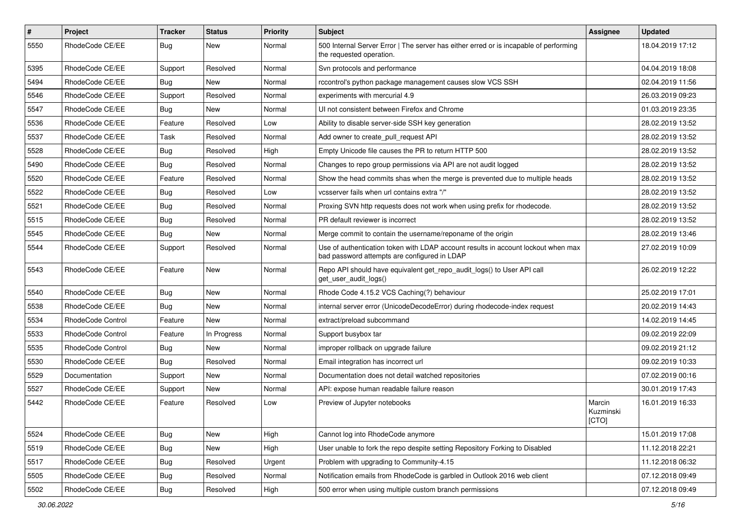| # | Project | Tracker | Status | Priority | Subject | Assignee | Updated |
|---|---|---|---|---|---|---|---|
| 5550 | RhodeCode CE/EE | Bug | New | Normal | 500 Internal Server Error \| The server has either erred or is incapable of performing the requested operation. | | 18.04.2019 17:12 |
| 5395 | RhodeCode CE/EE | Support | Resolved | Normal | Svn protocols and performance | | 04.04.2019 18:08 |
| 5494 | RhodeCode CE/EE | Bug | New | Normal | rccontrol's python package management causes slow VCS SSH | | 02.04.2019 11:56 |
| 5546 | RhodeCode CE/EE | Support | Resolved | Normal | experiments with mercurial 4.9 | | 26.03.2019 09:23 |
| 5547 | RhodeCode CE/EE | Bug | New | Normal | UI not consistent between Firefox and Chrome | | 01.03.2019 23:35 |
| 5536 | RhodeCode CE/EE | Feature | Resolved | Low | Ability to disable server-side SSH key generation | | 28.02.2019 13:52 |
| 5537 | RhodeCode CE/EE | Task | Resolved | Normal | Add owner to create_pull_request API | | 28.02.2019 13:52 |
| 5528 | RhodeCode CE/EE | Bug | Resolved | High | Empty Unicode file causes the PR to return HTTP 500 | | 28.02.2019 13:52 |
| 5490 | RhodeCode CE/EE | Bug | Resolved | Normal | Changes to repo group permissions via API are not audit logged | | 28.02.2019 13:52 |
| 5520 | RhodeCode CE/EE | Feature | Resolved | Normal | Show the head commits shas when the merge is prevented due to multiple heads | | 28.02.2019 13:52 |
| 5522 | RhodeCode CE/EE | Bug | Resolved | Low | vcsserver fails when url contains extra "/" | | 28.02.2019 13:52 |
| 5521 | RhodeCode CE/EE | Bug | Resolved | Normal | Proxing SVN http requests does not work when using prefix for rhodecode. | | 28.02.2019 13:52 |
| 5515 | RhodeCode CE/EE | Bug | Resolved | Normal | PR default reviewer is incorrect | | 28.02.2019 13:52 |
| 5545 | RhodeCode CE/EE | Bug | New | Normal | Merge commit to contain the username/reponame of the origin | | 28.02.2019 13:46 |
| 5544 | RhodeCode CE/EE | Support | Resolved | Normal | Use of authentication token with LDAP account results in account lockout when max bad password attempts are configured in LDAP | | 27.02.2019 10:09 |
| 5543 | RhodeCode CE/EE | Feature | New | Normal | Repo API should have equivalent get_repo_audit_logs() to User API call get_user_audit_logs() | | 26.02.2019 12:22 |
| 5540 | RhodeCode CE/EE | Bug | New | Normal | Rhode Code 4.15.2 VCS Caching(?) behaviour | | 25.02.2019 17:01 |
| 5538 | RhodeCode CE/EE | Bug | New | Normal | internal server error (UnicodeDecodeError) during rhodecode-index request | | 20.02.2019 14:43 |
| 5534 | RhodeCode Control | Feature | New | Normal | extract/preload subcommand | | 14.02.2019 14:45 |
| 5533 | RhodeCode Control | Feature | In Progress | Normal | Support busybox tar | | 09.02.2019 22:09 |
| 5535 | RhodeCode Control | Bug | New | Normal | improper rollback on upgrade failure | | 09.02.2019 21:12 |
| 5530 | RhodeCode CE/EE | Bug | Resolved | Normal | Email integration has incorrect url | | 09.02.2019 10:33 |
| 5529 | Documentation | Support | New | Normal | Documentation does not detail watched repositories | | 07.02.2019 00:16 |
| 5527 | RhodeCode CE/EE | Support | New | Normal | API: expose human readable failure reason | | 30.01.2019 17:43 |
| 5442 | RhodeCode CE/EE | Feature | Resolved | Low | Preview of Jupyter notebooks | Marcin Kuzminski [CTO] | 16.01.2019 16:33 |
| 5524 | RhodeCode CE/EE | Bug | New | High | Cannot log into RhodeCode anymore | | 15.01.2019 17:08 |
| 5519 | RhodeCode CE/EE | Bug | New | High | User unable to fork the repo despite setting Repository Forking to Disabled | | 11.12.2018 22:21 |
| 5517 | RhodeCode CE/EE | Bug | Resolved | Urgent | Problem with upgrading to Community-4.15 | | 11.12.2018 06:32 |
| 5505 | RhodeCode CE/EE | Bug | Resolved | Normal | Notification emails from RhodeCode is garbled in Outlook 2016 web client | | 07.12.2018 09:49 |
| 5502 | RhodeCode CE/EE | Bug | Resolved | High | 500 error when using multiple custom branch permissions | | 07.12.2018 09:49 |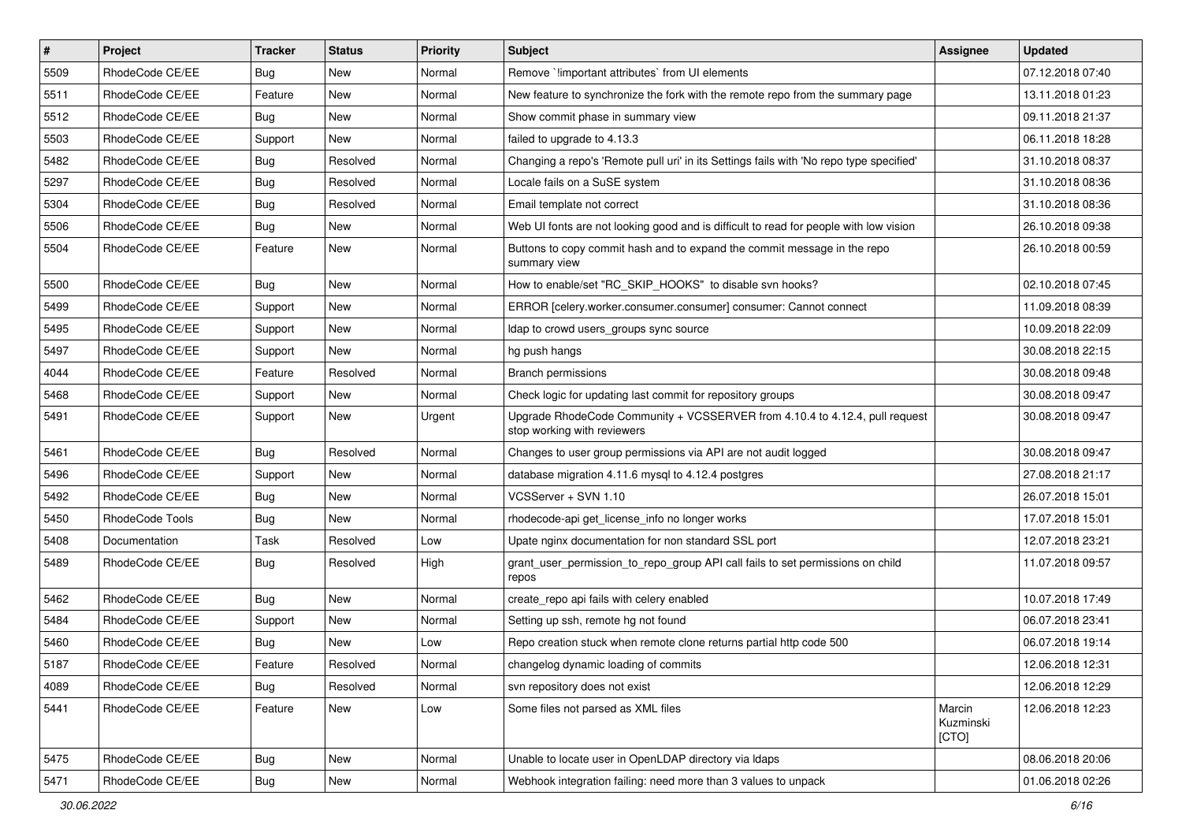| # | Project | Tracker | Status | Priority | Subject | Assignee | Updated |
|---|---|---|---|---|---|---|---|
| 5509 | RhodeCode CE/EE | Bug | New | Normal | Remove `!important attributes` from UI elements | | 07.12.2018 07:40 |
| 5511 | RhodeCode CE/EE | Feature | New | Normal | New feature to synchronize the fork with the remote repo from the summary page | | 13.11.2018 01:23 |
| 5512 | RhodeCode CE/EE | Bug | New | Normal | Show commit phase in summary view | | 09.11.2018 21:37 |
| 5503 | RhodeCode CE/EE | Support | New | Normal | failed to upgrade to 4.13.3 | | 06.11.2018 18:28 |
| 5482 | RhodeCode CE/EE | Bug | Resolved | Normal | Changing a repo's 'Remote pull uri' in its Settings fails with 'No repo type specified' | | 31.10.2018 08:37 |
| 5297 | RhodeCode CE/EE | Bug | Resolved | Normal | Locale fails on a SuSE system | | 31.10.2018 08:36 |
| 5304 | RhodeCode CE/EE | Bug | Resolved | Normal | Email template not correct | | 31.10.2018 08:36 |
| 5506 | RhodeCode CE/EE | Bug | New | Normal | Web UI fonts are not looking good and is difficult to read for people with low vision | | 26.10.2018 09:38 |
| 5504 | RhodeCode CE/EE | Feature | New | Normal | Buttons to copy commit hash and to expand the commit message in the repo summary view | | 26.10.2018 00:59 |
| 5500 | RhodeCode CE/EE | Bug | New | Normal | How to enable/set "RC_SKIP_HOOKS" to disable svn hooks? | | 02.10.2018 07:45 |
| 5499 | RhodeCode CE/EE | Support | New | Normal | ERROR [celery.worker.consumer.consumer] consumer: Cannot connect | | 11.09.2018 08:39 |
| 5495 | RhodeCode CE/EE | Support | New | Normal | ldap to crowd users_groups sync source | | 10.09.2018 22:09 |
| 5497 | RhodeCode CE/EE | Support | New | Normal | hg push hangs | | 30.08.2018 22:15 |
| 4044 | RhodeCode CE/EE | Feature | Resolved | Normal | Branch permissions | | 30.08.2018 09:48 |
| 5468 | RhodeCode CE/EE | Support | New | Normal | Check logic for updating last commit for repository groups | | 30.08.2018 09:47 |
| 5491 | RhodeCode CE/EE | Support | New | Urgent | Upgrade RhodeCode Community + VCSSERVER from 4.10.4 to 4.12.4, pull request stop working with reviewers | | 30.08.2018 09:47 |
| 5461 | RhodeCode CE/EE | Bug | Resolved | Normal | Changes to user group permissions via API are not audit logged | | 30.08.2018 09:47 |
| 5496 | RhodeCode CE/EE | Support | New | Normal | database migration 4.11.6 mysql to 4.12.4 postgres | | 27.08.2018 21:17 |
| 5492 | RhodeCode CE/EE | Bug | New | Normal | VCSServer + SVN 1.10 | | 26.07.2018 15:01 |
| 5450 | RhodeCode Tools | Bug | New | Normal | rhodecode-api get_license_info no longer works | | 17.07.2018 15:01 |
| 5408 | Documentation | Task | Resolved | Low | Upate nginx documentation for non standard SSL port | | 12.07.2018 23:21 |
| 5489 | RhodeCode CE/EE | Bug | Resolved | High | grant_user_permission_to_repo_group API call fails to set permissions on child repos | | 11.07.2018 09:57 |
| 5462 | RhodeCode CE/EE | Bug | New | Normal | create_repo api fails with celery enabled | | 10.07.2018 17:49 |
| 5484 | RhodeCode CE/EE | Support | New | Normal | Setting up ssh, remote hg not found | | 06.07.2018 23:41 |
| 5460 | RhodeCode CE/EE | Bug | New | Low | Repo creation stuck when remote clone returns partial http code 500 | | 06.07.2018 19:14 |
| 5187 | RhodeCode CE/EE | Feature | Resolved | Normal | changelog dynamic loading of commits | | 12.06.2018 12:31 |
| 4089 | RhodeCode CE/EE | Bug | Resolved | Normal | svn repository does not exist | | 12.06.2018 12:29 |
| 5441 | RhodeCode CE/EE | Feature | New | Low | Some files not parsed as XML files | Marcin Kuzminski [CTO] | 12.06.2018 12:23 |
| 5475 | RhodeCode CE/EE | Bug | New | Normal | Unable to locate user in OpenLDAP directory via ldaps | | 08.06.2018 20:06 |
| 5471 | RhodeCode CE/EE | Bug | New | Normal | Webhook integration failing: need more than 3 values to unpack | | 01.06.2018 02:26 |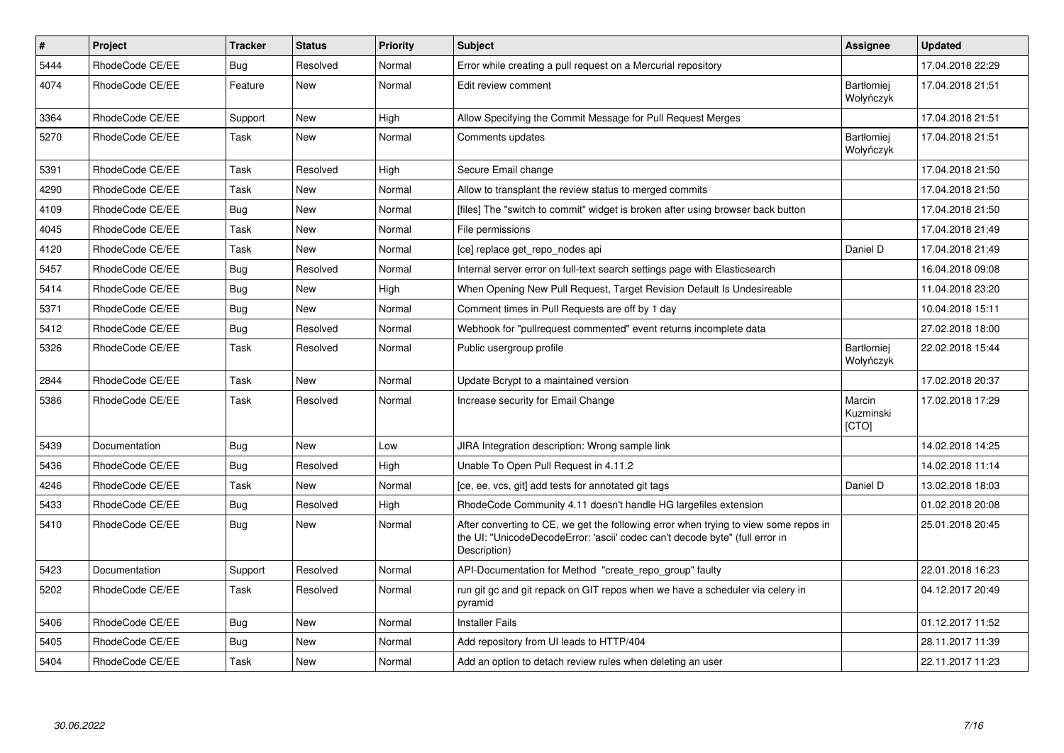| # | Project | Tracker | Status | Priority | Subject | Assignee | Updated |
|---|---|---|---|---|---|---|---|
| 5444 | RhodeCode CE/EE | Bug | Resolved | Normal | Error while creating a pull request on a Mercurial repository | | 17.04.2018 22:29 |
| 4074 | RhodeCode CE/EE | Feature | New | Normal | Edit review comment | Bartłomiej Wołyńczyk | 17.04.2018 21:51 |
| 3364 | RhodeCode CE/EE | Support | New | High | Allow Specifying the Commit Message for Pull Request Merges | | 17.04.2018 21:51 |
| 5270 | RhodeCode CE/EE | Task | New | Normal | Comments updates | Bartłomiej Wołyńczyk | 17.04.2018 21:51 |
| 5391 | RhodeCode CE/EE | Task | Resolved | High | Secure Email change | | 17.04.2018 21:50 |
| 4290 | RhodeCode CE/EE | Task | New | Normal | Allow to transplant the review status to merged commits | | 17.04.2018 21:50 |
| 4109 | RhodeCode CE/EE | Bug | New | Normal | [files] The "switch to commit" widget is broken after using browser back button | | 17.04.2018 21:50 |
| 4045 | RhodeCode CE/EE | Task | New | Normal | File permissions | | 17.04.2018 21:49 |
| 4120 | RhodeCode CE/EE | Task | New | Normal | [ce] replace get_repo_nodes api | Daniel D | 17.04.2018 21:49 |
| 5457 | RhodeCode CE/EE | Bug | Resolved | Normal | Internal server error on full-text search settings page with Elasticsearch | | 16.04.2018 09:08 |
| 5414 | RhodeCode CE/EE | Bug | New | High | When Opening New Pull Request, Target Revision Default Is Undesireable | | 11.04.2018 23:20 |
| 5371 | RhodeCode CE/EE | Bug | New | Normal | Comment times in Pull Requests are off by 1 day | | 10.04.2018 15:11 |
| 5412 | RhodeCode CE/EE | Bug | Resolved | Normal | Webhook for "pullrequest commented" event returns incomplete data | | 27.02.2018 18:00 |
| 5326 | RhodeCode CE/EE | Task | Resolved | Normal | Public usergroup profile | Bartłomiej Wołyńczyk | 22.02.2018 15:44 |
| 2844 | RhodeCode CE/EE | Task | New | Normal | Update Bcrypt to a maintained version | | 17.02.2018 20:37 |
| 5386 | RhodeCode CE/EE | Task | Resolved | Normal | Increase security for Email Change | Marcin Kuzminski [CTO] | 17.02.2018 17:29 |
| 5439 | Documentation | Bug | New | Low | JIRA Integration description: Wrong sample link | | 14.02.2018 14:25 |
| 5436 | RhodeCode CE/EE | Bug | Resolved | High | Unable To Open Pull Request in 4.11.2 | | 14.02.2018 11:14 |
| 4246 | RhodeCode CE/EE | Task | New | Normal | [ce, ee, vcs, git] add tests for annotated git tags | Daniel D | 13.02.2018 18:03 |
| 5433 | RhodeCode CE/EE | Bug | Resolved | High | RhodeCode Community 4.11 doesn't handle HG largefiles extension | | 01.02.2018 20:08 |
| 5410 | RhodeCode CE/EE | Bug | New | Normal | After converting to CE, we get the following error when trying to view some repos in the UI: "UnicodeDecodeError: 'ascii' codec can't decode byte" (full error in Description) | | 25.01.2018 20:45 |
| 5423 | Documentation | Support | Resolved | Normal | API-Documentation for Method "create_repo_group" faulty | | 22.01.2018 16:23 |
| 5202 | RhodeCode CE/EE | Task | Resolved | Normal | run git gc and git repack on GIT repos when we have a scheduler via celery in pyramid | | 04.12.2017 20:49 |
| 5406 | RhodeCode CE/EE | Bug | New | Normal | Installer Fails | | 01.12.2017 11:52 |
| 5405 | RhodeCode CE/EE | Bug | New | Normal | Add repository from UI leads to HTTP/404 | | 28.11.2017 11:39 |
| 5404 | RhodeCode CE/EE | Task | New | Normal | Add an option to detach review rules when deleting an user | | 22.11.2017 11:23 |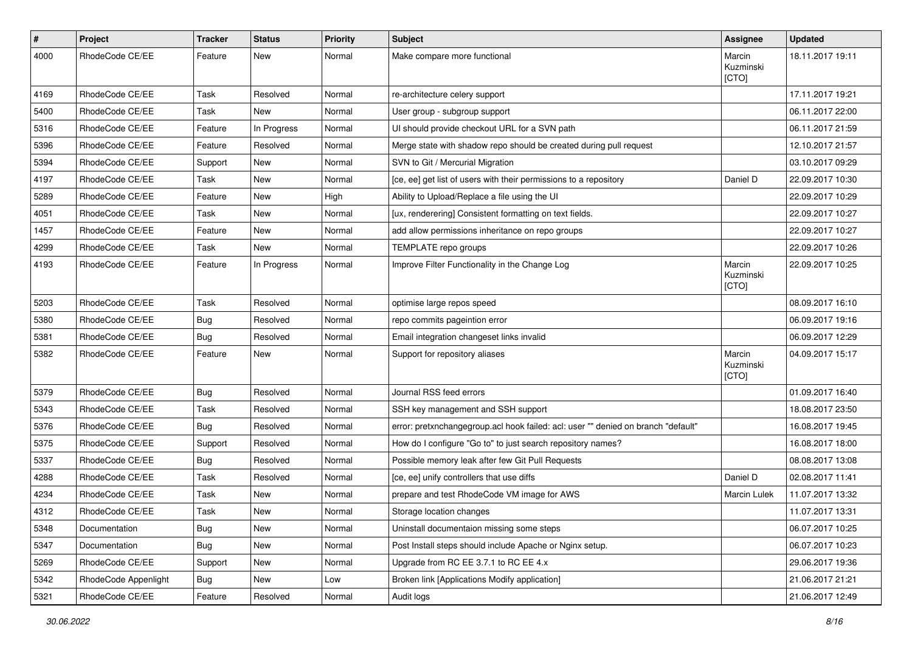| # | Project | Tracker | Status | Priority | Subject | Assignee | Updated |
|---|---|---|---|---|---|---|---|
| 4000 | RhodeCode CE/EE | Feature | New | Normal | Make compare more functional | Marcin Kuzminski [CTO] | 18.11.2017 19:11 |
| 4169 | RhodeCode CE/EE | Task | Resolved | Normal | re-architecture celery support | | 17.11.2017 19:21 |
| 5400 | RhodeCode CE/EE | Task | New | Normal | User group - subgroup support | | 06.11.2017 22:00 |
| 5316 | RhodeCode CE/EE | Feature | In Progress | Normal | UI should provide checkout URL for a SVN path | | 06.11.2017 21:59 |
| 5396 | RhodeCode CE/EE | Feature | Resolved | Normal | Merge state with shadow repo should be created during pull request | | 12.10.2017 21:57 |
| 5394 | RhodeCode CE/EE | Support | New | Normal | SVN to Git / Mercurial Migration | | 03.10.2017 09:29 |
| 4197 | RhodeCode CE/EE | Task | New | Normal | [ce, ee] get list of users with their permissions to a repository | Daniel D | 22.09.2017 10:30 |
| 5289 | RhodeCode CE/EE | Feature | New | High | Ability to Upload/Replace a file using the UI | | 22.09.2017 10:29 |
| 4051 | RhodeCode CE/EE | Task | New | Normal | [ux, renderering] Consistent formatting on text fields. | | 22.09.2017 10:27 |
| 1457 | RhodeCode CE/EE | Feature | New | Normal | add allow permissions inheritance on repo groups | | 22.09.2017 10:27 |
| 4299 | RhodeCode CE/EE | Task | New | Normal | TEMPLATE repo groups | | 22.09.2017 10:26 |
| 4193 | RhodeCode CE/EE | Feature | In Progress | Normal | Improve Filter Functionality in the Change Log | Marcin Kuzminski [CTO] | 22.09.2017 10:25 |
| 5203 | RhodeCode CE/EE | Task | Resolved | Normal | optimise large repos speed | | 08.09.2017 16:10 |
| 5380 | RhodeCode CE/EE | Bug | Resolved | Normal | repo commits pageintion error | | 06.09.2017 19:16 |
| 5381 | RhodeCode CE/EE | Bug | Resolved | Normal | Email integration changeset links invalid | | 06.09.2017 12:29 |
| 5382 | RhodeCode CE/EE | Feature | New | Normal | Support for repository aliases | Marcin Kuzminski [CTO] | 04.09.2017 15:17 |
| 5379 | RhodeCode CE/EE | Bug | Resolved | Normal | Journal RSS feed errors | | 01.09.2017 16:40 |
| 5343 | RhodeCode CE/EE | Task | Resolved | Normal | SSH key management and SSH support | | 18.08.2017 23:50 |
| 5376 | RhodeCode CE/EE | Bug | Resolved | Normal | error: pretxnchangegroup.acl hook failed: acl: user "" denied on branch "default" | | 16.08.2017 19:45 |
| 5375 | RhodeCode CE/EE | Support | Resolved | Normal | How do I configure "Go to" to just search repository names? | | 16.08.2017 18:00 |
| 5337 | RhodeCode CE/EE | Bug | Resolved | Normal | Possible memory leak after few Git Pull Requests | | 08.08.2017 13:08 |
| 4288 | RhodeCode CE/EE | Task | Resolved | Normal | [ce, ee] unify controllers that use diffs | Daniel D | 02.08.2017 11:41 |
| 4234 | RhodeCode CE/EE | Task | New | Normal | prepare and test RhodeCode VM image for AWS | Marcin Lulek | 11.07.2017 13:32 |
| 4312 | RhodeCode CE/EE | Task | New | Normal | Storage location changes | | 11.07.2017 13:31 |
| 5348 | Documentation | Bug | New | Normal | Uninstall documentaion missing some steps | | 06.07.2017 10:25 |
| 5347 | Documentation | Bug | New | Normal | Post Install steps should include Apache or Nginx setup. | | 06.07.2017 10:23 |
| 5269 | RhodeCode CE/EE | Support | New | Normal | Upgrade from RC EE 3.7.1 to RC EE 4.x | | 29.06.2017 19:36 |
| 5342 | RhodeCode Appenlight | Bug | New | Low | Broken link [Applications Modify application] | | 21.06.2017 21:21 |
| 5321 | RhodeCode CE/EE | Feature | Resolved | Normal | Audit logs | | 21.06.2017 12:49 |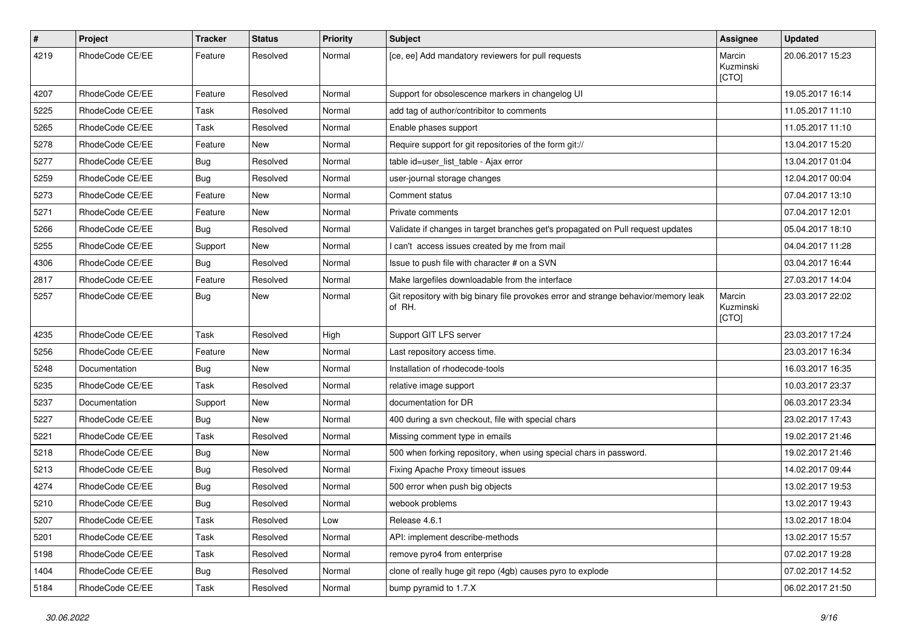| # | Project | Tracker | Status | Priority | Subject | Assignee | Updated |
|---|---|---|---|---|---|---|---|
| 4219 | RhodeCode CE/EE | Feature | Resolved | Normal | [ce, ee] Add mandatory reviewers for pull requests | Marcin Kuzminski [CTO] | 20.06.2017 15:23 |
| 4207 | RhodeCode CE/EE | Feature | Resolved | Normal | Support for obsolescence markers in changelog UI | | 19.05.2017 16:14 |
| 5225 | RhodeCode CE/EE | Task | Resolved | Normal | add tag of author/contribitor to comments | | 11.05.2017 11:10 |
| 5265 | RhodeCode CE/EE | Task | Resolved | Normal | Enable phases support | | 11.05.2017 11:10 |
| 5278 | RhodeCode CE/EE | Feature | New | Normal | Require support for git repositories of the form git:// | | 13.04.2017 15:20 |
| 5277 | RhodeCode CE/EE | Bug | Resolved | Normal | table id=user_list_table - Ajax error | | 13.04.2017 01:04 |
| 5259 | RhodeCode CE/EE | Bug | Resolved | Normal | user-journal storage changes | | 12.04.2017 00:04 |
| 5273 | RhodeCode CE/EE | Feature | New | Normal | Comment status | | 07.04.2017 13:10 |
| 5271 | RhodeCode CE/EE | Feature | New | Normal | Private comments | | 07.04.2017 12:01 |
| 5266 | RhodeCode CE/EE | Bug | Resolved | Normal | Validate if changes in target branches get's propagated on Pull request updates | | 05.04.2017 18:10 |
| 5255 | RhodeCode CE/EE | Support | New | Normal | I can't access issues created by me from mail | | 04.04.2017 11:28 |
| 4306 | RhodeCode CE/EE | Bug | Resolved | Normal | Issue to push file with character # on a SVN | | 03.04.2017 16:44 |
| 2817 | RhodeCode CE/EE | Feature | Resolved | Normal | Make largefiles downloadable from the interface | | 27.03.2017 14:04 |
| 5257 | RhodeCode CE/EE | Bug | New | Normal | Git repository with big binary file provokes error and strange behavior/memory leak of RH. | Marcin Kuzminski [CTO] | 23.03.2017 22:02 |
| 4235 | RhodeCode CE/EE | Task | Resolved | High | Support GIT LFS server | | 23.03.2017 17:24 |
| 5256 | RhodeCode CE/EE | Feature | New | Normal | Last repository access time. | | 23.03.2017 16:34 |
| 5248 | Documentation | Bug | New | Normal | Installation of rhodecode-tools | | 16.03.2017 16:35 |
| 5235 | RhodeCode CE/EE | Task | Resolved | Normal | relative image support | | 10.03.2017 23:37 |
| 5237 | Documentation | Support | New | Normal | documentation for DR | | 06.03.2017 23:34 |
| 5227 | RhodeCode CE/EE | Bug | New | Normal | 400 during a svn checkout, file with special chars | | 23.02.2017 17:43 |
| 5221 | RhodeCode CE/EE | Task | Resolved | Normal | Missing comment type in emails | | 19.02.2017 21:46 |
| 5218 | RhodeCode CE/EE | Bug | New | Normal | 500 when forking repository, when using special chars in password. | | 19.02.2017 21:46 |
| 5213 | RhodeCode CE/EE | Bug | Resolved | Normal | Fixing Apache Proxy timeout issues | | 14.02.2017 09:44 |
| 4274 | RhodeCode CE/EE | Bug | Resolved | Normal | 500 error when push big objects | | 13.02.2017 19:53 |
| 5210 | RhodeCode CE/EE | Bug | Resolved | Normal | webook problems | | 13.02.2017 19:43 |
| 5207 | RhodeCode CE/EE | Task | Resolved | Low | Release 4.6.1 | | 13.02.2017 18:04 |
| 5201 | RhodeCode CE/EE | Task | Resolved | Normal | API: implement describe-methods | | 13.02.2017 15:57 |
| 5198 | RhodeCode CE/EE | Task | Resolved | Normal | remove pyro4 from enterprise | | 07.02.2017 19:28 |
| 1404 | RhodeCode CE/EE | Bug | Resolved | Normal | clone of really huge git repo (4gb) causes pyro to explode | | 07.02.2017 14:52 |
| 5184 | RhodeCode CE/EE | Task | Resolved | Normal | bump pyramid to 1.7.X | | 06.02.2017 21:50 |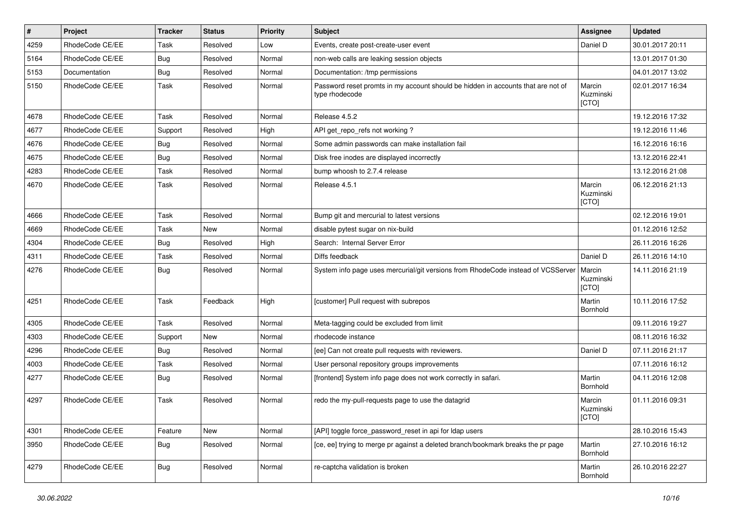| # | Project | Tracker | Status | Priority | Subject | Assignee | Updated |
|---|---|---|---|---|---|---|---|
| 4259 | RhodeCode CE/EE | Task | Resolved | Low | Events, create post-create-user event | Daniel D | 30.01.2017 20:11 |
| 5164 | RhodeCode CE/EE | Bug | Resolved | Normal | non-web calls are leaking session objects | | 13.01.2017 01:30 |
| 5153 | Documentation | Bug | Resolved | Normal | Documentation: /tmp permissions | | 04.01.2017 13:02 |
| 5150 | RhodeCode CE/EE | Task | Resolved | Normal | Password reset promts in my account should be hidden in accounts that are not of type rhodecode | Marcin Kuzminski [CTO] | 02.01.2017 16:34 |
| 4678 | RhodeCode CE/EE | Task | Resolved | Normal | Release 4.5.2 | | 19.12.2016 17:32 |
| 4677 | RhodeCode CE/EE | Support | Resolved | High | API get_repo_refs not working ? | | 19.12.2016 11:46 |
| 4676 | RhodeCode CE/EE | Bug | Resolved | Normal | Some admin passwords can make installation fail | | 16.12.2016 16:16 |
| 4675 | RhodeCode CE/EE | Bug | Resolved | Normal | Disk free inodes are displayed incorrectly | | 13.12.2016 22:41 |
| 4283 | RhodeCode CE/EE | Task | Resolved | Normal | bump whoosh to 2.7.4 release | | 13.12.2016 21:08 |
| 4670 | RhodeCode CE/EE | Task | Resolved | Normal | Release 4.5.1 | Marcin Kuzminski [CTO] | 06.12.2016 21:13 |
| 4666 | RhodeCode CE/EE | Task | Resolved | Normal | Bump git and mercurial to latest versions | | 02.12.2016 19:01 |
| 4669 | RhodeCode CE/EE | Task | New | Normal | disable pytest sugar on nix-build | | 01.12.2016 12:52 |
| 4304 | RhodeCode CE/EE | Bug | Resolved | High | Search: Internal Server Error | | 26.11.2016 16:26 |
| 4311 | RhodeCode CE/EE | Task | Resolved | Normal | Diffs feedback | Daniel D | 26.11.2016 14:10 |
| 4276 | RhodeCode CE/EE | Bug | Resolved | Normal | System info page uses mercurial/git versions from RhodeCode instead of VCSServer | Marcin Kuzminski [CTO] | 14.11.2016 21:19 |
| 4251 | RhodeCode CE/EE | Task | Feedback | High | [customer] Pull request with subrepos | Martin Bornhold | 10.11.2016 17:52 |
| 4305 | RhodeCode CE/EE | Task | Resolved | Normal | Meta-tagging could be excluded from limit | | 09.11.2016 19:27 |
| 4303 | RhodeCode CE/EE | Support | New | Normal | rhodecode instance | | 08.11.2016 16:32 |
| 4296 | RhodeCode CE/EE | Bug | Resolved | Normal | [ee] Can not create pull requests with reviewers. | Daniel D | 07.11.2016 21:17 |
| 4003 | RhodeCode CE/EE | Task | Resolved | Normal | User personal repository groups improvements | | 07.11.2016 16:12 |
| 4277 | RhodeCode CE/EE | Bug | Resolved | Normal | [frontend] System info page does not work correctly in safari. | Martin Bornhold | 04.11.2016 12:08 |
| 4297 | RhodeCode CE/EE | Task | Resolved | Normal | redo the my-pull-requests page to use the datagrid | Marcin Kuzminski [CTO] | 01.11.2016 09:31 |
| 4301 | RhodeCode CE/EE | Feature | New | Normal | [API] toggle force_password_reset in api for ldap users | | 28.10.2016 15:43 |
| 3950 | RhodeCode CE/EE | Bug | Resolved | Normal | [ce, ee] trying to merge pr against a deleted branch/bookmark breaks the pr page | Martin Bornhold | 27.10.2016 16:12 |
| 4279 | RhodeCode CE/EE | Bug | Resolved | Normal | re-captcha validation is broken | Martin Bornhold | 26.10.2016 22:27 |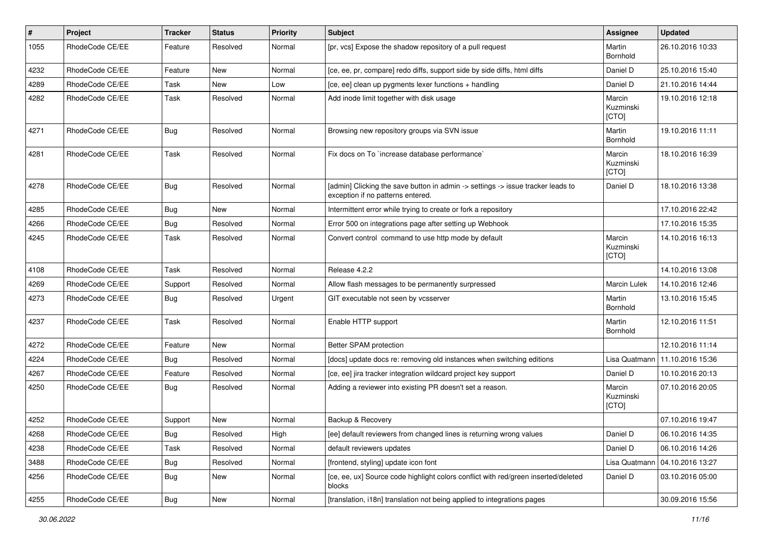| # | Project | Tracker | Status | Priority | Subject | Assignee | Updated |
|---|---|---|---|---|---|---|---|
| 1055 | RhodeCode CE/EE | Feature | Resolved | Normal | [pr, vcs] Expose the shadow repository of a pull request | Martin Bornhold | 26.10.2016 10:33 |
| 4232 | RhodeCode CE/EE | Feature | New | Normal | [ce, ee, pr, compare] redo diffs, support side by side diffs, html diffs | Daniel D | 25.10.2016 15:40 |
| 4289 | RhodeCode CE/EE | Task | New | Low | [ce, ee] clean up pygments lexer functions + handling | Daniel D | 21.10.2016 14:44 |
| 4282 | RhodeCode CE/EE | Task | Resolved | Normal | Add inode limit together with disk usage | Marcin Kuzminski [CTO] | 19.10.2016 12:18 |
| 4271 | RhodeCode CE/EE | Bug | Resolved | Normal | Browsing new repository groups via SVN issue | Martin Bornhold | 19.10.2016 11:11 |
| 4281 | RhodeCode CE/EE | Task | Resolved | Normal | Fix docs on To `increase database performance` | Marcin Kuzminski [CTO] | 18.10.2016 16:39 |
| 4278 | RhodeCode CE/EE | Bug | Resolved | Normal | [admin] Clicking the save button in admin -> settings -> issue tracker leads to exception if no patterns entered. | Daniel D | 18.10.2016 13:38 |
| 4285 | RhodeCode CE/EE | Bug | New | Normal | Intermittent error while trying to create or fork a repository | | 17.10.2016 22:42 |
| 4266 | RhodeCode CE/EE | Bug | Resolved | Normal | Error 500 on integrations page after setting up Webhook | | 17.10.2016 15:35 |
| 4245 | RhodeCode CE/EE | Task | Resolved | Normal | Convert control command to use http mode by default | Marcin Kuzminski [CTO] | 14.10.2016 16:13 |
| 4108 | RhodeCode CE/EE | Task | Resolved | Normal | Release 4.2.2 | | 14.10.2016 13:08 |
| 4269 | RhodeCode CE/EE | Support | Resolved | Normal | Allow flash messages to be permanently surpressed | Marcin Lulek | 14.10.2016 12:46 |
| 4273 | RhodeCode CE/EE | Bug | Resolved | Urgent | GIT executable not seen by vcsserver | Martin Bornhold | 13.10.2016 15:45 |
| 4237 | RhodeCode CE/EE | Task | Resolved | Normal | Enable HTTP support | Martin Bornhold | 12.10.2016 11:51 |
| 4272 | RhodeCode CE/EE | Feature | New | Normal | Better SPAM protection | | 12.10.2016 11:14 |
| 4224 | RhodeCode CE/EE | Bug | Resolved | Normal | [docs] update docs re: removing old instances when switching editions | Lisa Quatmann | 11.10.2016 15:36 |
| 4267 | RhodeCode CE/EE | Feature | Resolved | Normal | [ce, ee] jira tracker integration wildcard project key support | Daniel D | 10.10.2016 20:13 |
| 4250 | RhodeCode CE/EE | Bug | Resolved | Normal | Adding a reviewer into existing PR doesn't set a reason. | Marcin Kuzminski [CTO] | 07.10.2016 20:05 |
| 4252 | RhodeCode CE/EE | Support | New | Normal | Backup & Recovery | | 07.10.2016 19:47 |
| 4268 | RhodeCode CE/EE | Bug | Resolved | High | [ee] default reviewers from changed lines is returning wrong values | Daniel D | 06.10.2016 14:35 |
| 4238 | RhodeCode CE/EE | Task | Resolved | Normal | default reviewers updates | Daniel D | 06.10.2016 14:26 |
| 3488 | RhodeCode CE/EE | Bug | Resolved | Normal | [frontend, styling] update icon font | Lisa Quatmann | 04.10.2016 13:27 |
| 4256 | RhodeCode CE/EE | Bug | New | Normal | [ce, ee, ux] Source code highlight colors conflict with red/green inserted/deleted blocks | Daniel D | 03.10.2016 05:00 |
| 4255 | RhodeCode CE/EE | Bug | New | Normal | [translation, i18n] translation not being applied to integrations pages | | 30.09.2016 15:56 |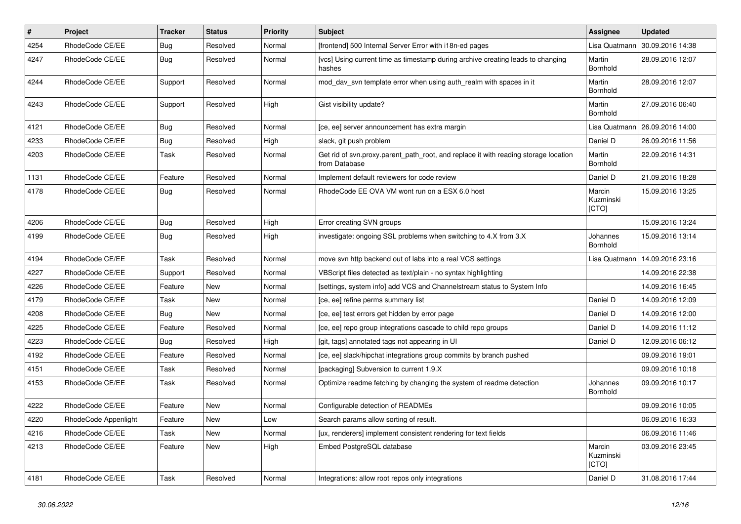| # | Project | Tracker | Status | Priority | Subject | Assignee | Updated |
|---|---|---|---|---|---|---|---|
| 4254 | RhodeCode CE/EE | Bug | Resolved | Normal | [frontend] 500 Internal Server Error with i18n-ed pages | Lisa Quatmann | 30.09.2016 14:38 |
| 4247 | RhodeCode CE/EE | Bug | Resolved | Normal | [vcs] Using current time as timestamp during archive creating leads to changing hashes | Martin Bornhold | 28.09.2016 12:07 |
| 4244 | RhodeCode CE/EE | Support | Resolved | Normal | mod_dav_svn template error when using auth_realm with spaces in it | Martin Bornhold | 28.09.2016 12:07 |
| 4243 | RhodeCode CE/EE | Support | Resolved | High | Gist visibility update? | Martin Bornhold | 27.09.2016 06:40 |
| 4121 | RhodeCode CE/EE | Bug | Resolved | Normal | [ce, ee] server announcement has extra margin | Lisa Quatmann | 26.09.2016 14:00 |
| 4233 | RhodeCode CE/EE | Bug | Resolved | High | slack, git push problem | Daniel D | 26.09.2016 11:56 |
| 4203 | RhodeCode CE/EE | Task | Resolved | Normal | Get rid of svn.proxy.parent_path_root, and replace it with reading storage location from Database | Martin Bornhold | 22.09.2016 14:31 |
| 1131 | RhodeCode CE/EE | Feature | Resolved | Normal | Implement default reviewers for code review | Daniel D | 21.09.2016 18:28 |
| 4178 | RhodeCode CE/EE | Bug | Resolved | Normal | RhodeCode EE OVA VM wont run on a ESX 6.0 host | Marcin Kuzminski [CTO] | 15.09.2016 13:25 |
| 4206 | RhodeCode CE/EE | Bug | Resolved | High | Error creating SVN groups | | 15.09.2016 13:24 |
| 4199 | RhodeCode CE/EE | Bug | Resolved | High | investigate: ongoing SSL problems when switching to 4.X from 3.X | Johannes Bornhold | 15.09.2016 13:14 |
| 4194 | RhodeCode CE/EE | Task | Resolved | Normal | move svn http backend out of labs into a real VCS settings | Lisa Quatmann | 14.09.2016 23:16 |
| 4227 | RhodeCode CE/EE | Support | Resolved | Normal | VBScript files detected as text/plain - no syntax highlighting | | 14.09.2016 22:38 |
| 4226 | RhodeCode CE/EE | Feature | New | Normal | [settings, system info] add VCS and Channelstream status to System Info | | 14.09.2016 16:45 |
| 4179 | RhodeCode CE/EE | Task | New | Normal | [ce, ee] refine perms summary list | Daniel D | 14.09.2016 12:09 |
| 4208 | RhodeCode CE/EE | Bug | New | Normal | [ce, ee] test errors get hidden by error page | Daniel D | 14.09.2016 12:00 |
| 4225 | RhodeCode CE/EE | Feature | Resolved | Normal | [ce, ee] repo group integrations cascade to child repo groups | Daniel D | 14.09.2016 11:12 |
| 4223 | RhodeCode CE/EE | Bug | Resolved | High | [git, tags] annotated tags not appearing in UI | Daniel D | 12.09.2016 06:12 |
| 4192 | RhodeCode CE/EE | Feature | Resolved | Normal | [ce, ee] slack/hipchat integrations group commits by branch pushed | | 09.09.2016 19:01 |
| 4151 | RhodeCode CE/EE | Task | Resolved | Normal | [packaging] Subversion to current 1.9.X | | 09.09.2016 10:18 |
| 4153 | RhodeCode CE/EE | Task | Resolved | Normal | Optimize readme fetching by changing the system of readme detection | Johannes Bornhold | 09.09.2016 10:17 |
| 4222 | RhodeCode CE/EE | Feature | New | Normal | Configurable detection of READMEs | | 09.09.2016 10:05 |
| 4220 | RhodeCode Appenlight | Feature | New | Low | Search params allow sorting of result. | | 06.09.2016 16:33 |
| 4216 | RhodeCode CE/EE | Task | New | Normal | [ux, renderers] implement consistent rendering for text fields | | 06.09.2016 11:46 |
| 4213 | RhodeCode CE/EE | Feature | New | High | Embed PostgreSQL database | Marcin Kuzminski [CTO] | 03.09.2016 23:45 |
| 4181 | RhodeCode CE/EE | Task | Resolved | Normal | Integrations: allow root repos only integrations | Daniel D | 31.08.2016 17:44 |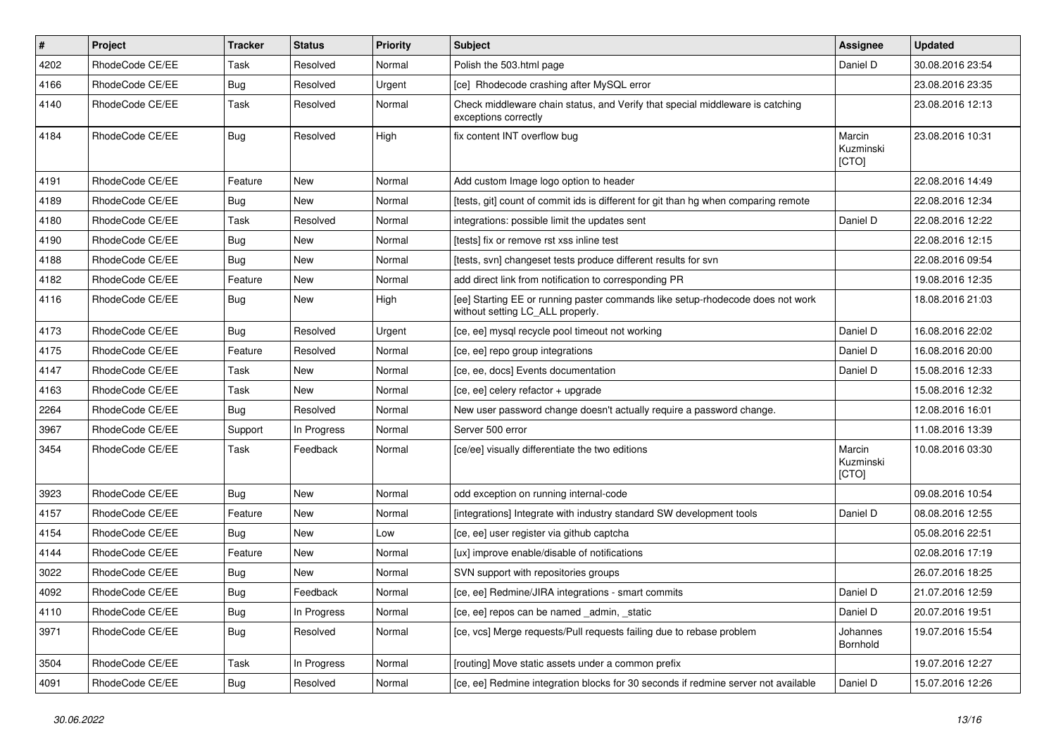| # | Project | Tracker | Status | Priority | Subject | Assignee | Updated |
|---|---|---|---|---|---|---|---|
| 4202 | RhodeCode CE/EE | Task | Resolved | Normal | Polish the 503.html page | Daniel D | 30.08.2016 23:54 |
| 4166 | RhodeCode CE/EE | Bug | Resolved | Urgent | [ce] Rhodecode crashing after MySQL error | | 23.08.2016 23:35 |
| 4140 | RhodeCode CE/EE | Task | Resolved | Normal | Check middleware chain status, and Verify that special middleware is catching exceptions correctly | | 23.08.2016 12:13 |
| 4184 | RhodeCode CE/EE | Bug | Resolved | High | fix content INT overflow bug | Marcin Kuzminski [CTO] | 23.08.2016 10:31 |
| 4191 | RhodeCode CE/EE | Feature | New | Normal | Add custom Image logo option to header | | 22.08.2016 14:49 |
| 4189 | RhodeCode CE/EE | Bug | New | Normal | [tests, git] count of commit ids is different for git than hg when comparing remote | | 22.08.2016 12:34 |
| 4180 | RhodeCode CE/EE | Task | Resolved | Normal | integrations: possible limit the updates sent | Daniel D | 22.08.2016 12:22 |
| 4190 | RhodeCode CE/EE | Bug | New | Normal | [tests] fix or remove rst xss inline test | | 22.08.2016 12:15 |
| 4188 | RhodeCode CE/EE | Bug | New | Normal | [tests, svn] changeset tests produce different results for svn | | 22.08.2016 09:54 |
| 4182 | RhodeCode CE/EE | Feature | New | Normal | add direct link from notification to corresponding PR | | 19.08.2016 12:35 |
| 4116 | RhodeCode CE/EE | Bug | New | High | [ee] Starting EE or running paster commands like setup-rhodecode does not work without setting LC_ALL properly. | | 18.08.2016 21:03 |
| 4173 | RhodeCode CE/EE | Bug | Resolved | Urgent | [ce, ee] mysql recycle pool timeout not working | Daniel D | 16.08.2016 22:02 |
| 4175 | RhodeCode CE/EE | Feature | Resolved | Normal | [ce, ee] repo group integrations | Daniel D | 16.08.2016 20:00 |
| 4147 | RhodeCode CE/EE | Task | New | Normal | [ce, ee, docs] Events documentation | Daniel D | 15.08.2016 12:33 |
| 4163 | RhodeCode CE/EE | Task | New | Normal | [ce, ee] celery refactor + upgrade | | 15.08.2016 12:32 |
| 2264 | RhodeCode CE/EE | Bug | Resolved | Normal | New user password change doesn't actually require a password change. | | 12.08.2016 16:01 |
| 3967 | RhodeCode CE/EE | Support | In Progress | Normal | Server 500 error | | 11.08.2016 13:39 |
| 3454 | RhodeCode CE/EE | Task | Feedback | Normal | [ce/ee] visually differentiate the two editions | Marcin Kuzminski [CTO] | 10.08.2016 03:30 |
| 3923 | RhodeCode CE/EE | Bug | New | Normal | odd exception on running internal-code | | 09.08.2016 10:54 |
| 4157 | RhodeCode CE/EE | Feature | New | Normal | [integrations] Integrate with industry standard SW development tools | Daniel D | 08.08.2016 12:55 |
| 4154 | RhodeCode CE/EE | Bug | New | Low | [ce, ee] user register via github captcha | | 05.08.2016 22:51 |
| 4144 | RhodeCode CE/EE | Feature | New | Normal | [ux] improve enable/disable of notifications | | 02.08.2016 17:19 |
| 3022 | RhodeCode CE/EE | Bug | New | Normal | SVN support with repositories groups | | 26.07.2016 18:25 |
| 4092 | RhodeCode CE/EE | Bug | Feedback | Normal | [ce, ee] Redmine/JIRA integrations - smart commits | Daniel D | 21.07.2016 12:59 |
| 4110 | RhodeCode CE/EE | Bug | In Progress | Normal | [ce, ee] repos can be named _admin, _static | Daniel D | 20.07.2016 19:51 |
| 3971 | RhodeCode CE/EE | Bug | Resolved | Normal | [ce, vcs] Merge requests/Pull requests failing due to rebase problem | Johannes Bornhold | 19.07.2016 15:54 |
| 3504 | RhodeCode CE/EE | Task | In Progress | Normal | [routing] Move static assets under a common prefix | | 19.07.2016 12:27 |
| 4091 | RhodeCode CE/EE | Bug | Resolved | Normal | [ce, ee] Redmine integration blocks for 30 seconds if redmine server not available | Daniel D | 15.07.2016 12:26 |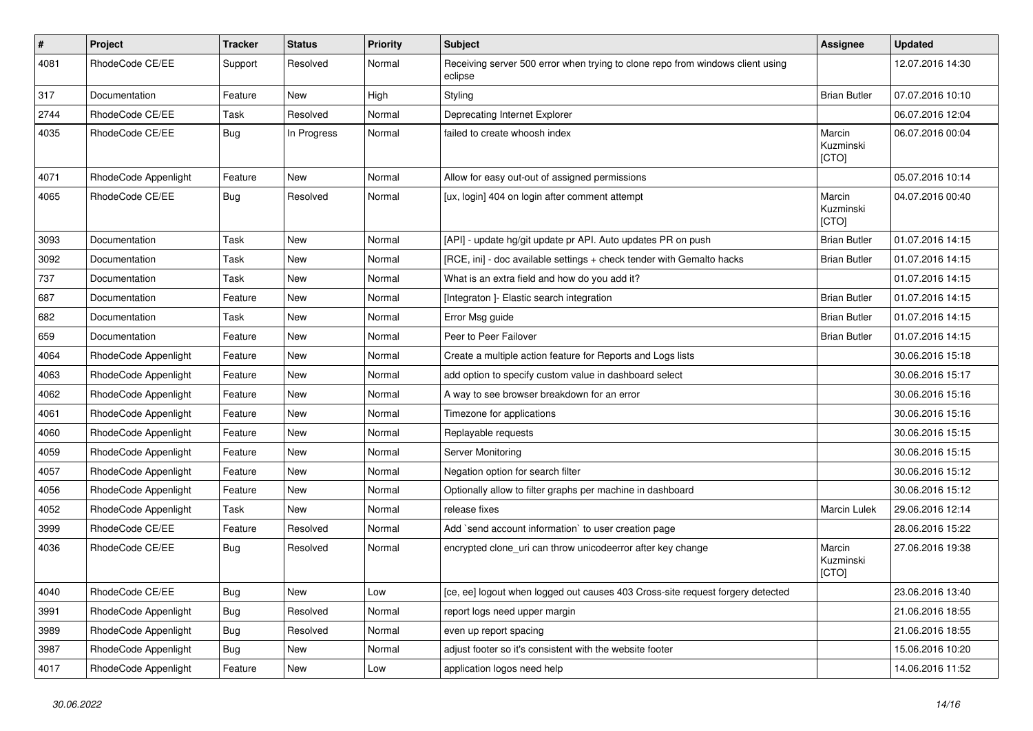| # | Project | Tracker | Status | Priority | Subject | Assignee | Updated |
|---|---|---|---|---|---|---|---|
| 4081 | RhodeCode CE/EE | Support | Resolved | Normal | Receiving server 500 error when trying to clone repo from windows client using eclipse | | 12.07.2016 14:30 |
| 317 | Documentation | Feature | New | High | Styling | Brian Butler | 07.07.2016 10:10 |
| 2744 | RhodeCode CE/EE | Task | Resolved | Normal | Deprecating Internet Explorer | | 06.07.2016 12:04 |
| 4035 | RhodeCode CE/EE | Bug | In Progress | Normal | failed to create whoosh index | Marcin Kuzminski [CTO] | 06.07.2016 00:04 |
| 4071 | RhodeCode Appenlight | Feature | New | Normal | Allow for easy out-out of assigned permissions | | 05.07.2016 10:14 |
| 4065 | RhodeCode CE/EE | Bug | Resolved | Normal | [ux, login] 404 on login after comment attempt | Marcin Kuzminski [CTO] | 04.07.2016 00:40 |
| 3093 | Documentation | Task | New | Normal | [API] - update hg/git update pr API. Auto updates PR on push | Brian Butler | 01.07.2016 14:15 |
| 3092 | Documentation | Task | New | Normal | [RCE, ini] - doc available settings + check tender with Gemalto hacks | Brian Butler | 01.07.2016 14:15 |
| 737 | Documentation | Task | New | Normal | What is an extra field and how do you add it? | | 01.07.2016 14:15 |
| 687 | Documentation | Feature | New | Normal | [Integraton ]- Elastic search integration | Brian Butler | 01.07.2016 14:15 |
| 682 | Documentation | Task | New | Normal | Error Msg guide | Brian Butler | 01.07.2016 14:15 |
| 659 | Documentation | Feature | New | Normal | Peer to Peer Failover | Brian Butler | 01.07.2016 14:15 |
| 4064 | RhodeCode Appenlight | Feature | New | Normal | Create a multiple action feature for Reports and Logs lists | | 30.06.2016 15:18 |
| 4063 | RhodeCode Appenlight | Feature | New | Normal | add option to specify custom value in dashboard select | | 30.06.2016 15:17 |
| 4062 | RhodeCode Appenlight | Feature | New | Normal | A way to see browser breakdown for an error | | 30.06.2016 15:16 |
| 4061 | RhodeCode Appenlight | Feature | New | Normal | Timezone for applications | | 30.06.2016 15:16 |
| 4060 | RhodeCode Appenlight | Feature | New | Normal | Replayable requests | | 30.06.2016 15:15 |
| 4059 | RhodeCode Appenlight | Feature | New | Normal | Server Monitoring | | 30.06.2016 15:15 |
| 4057 | RhodeCode Appenlight | Feature | New | Normal | Negation option for search filter | | 30.06.2016 15:12 |
| 4056 | RhodeCode Appenlight | Feature | New | Normal | Optionally allow to filter graphs per machine in dashboard | | 30.06.2016 15:12 |
| 4052 | RhodeCode Appenlight | Task | New | Normal | release fixes | Marcin Lulek | 29.06.2016 12:14 |
| 3999 | RhodeCode CE/EE | Feature | Resolved | Normal | Add `send account information` to user creation page | | 28.06.2016 15:22 |
| 4036 | RhodeCode CE/EE | Bug | Resolved | Normal | encrypted clone_uri can throw unicodeerror after key change | Marcin Kuzminski [CTO] | 27.06.2016 19:38 |
| 4040 | RhodeCode CE/EE | Bug | New | Low | [ce, ee] logout when logged out causes 403 Cross-site request forgery detected | | 23.06.2016 13:40 |
| 3991 | RhodeCode Appenlight | Bug | Resolved | Normal | report logs need upper margin | | 21.06.2016 18:55 |
| 3989 | RhodeCode Appenlight | Bug | Resolved | Normal | even up report spacing | | 21.06.2016 18:55 |
| 3987 | RhodeCode Appenlight | Bug | New | Normal | adjust footer so it's consistent with the website footer | | 15.06.2016 10:20 |
| 4017 | RhodeCode Appenlight | Feature | New | Low | application logos need help | | 14.06.2016 11:52 |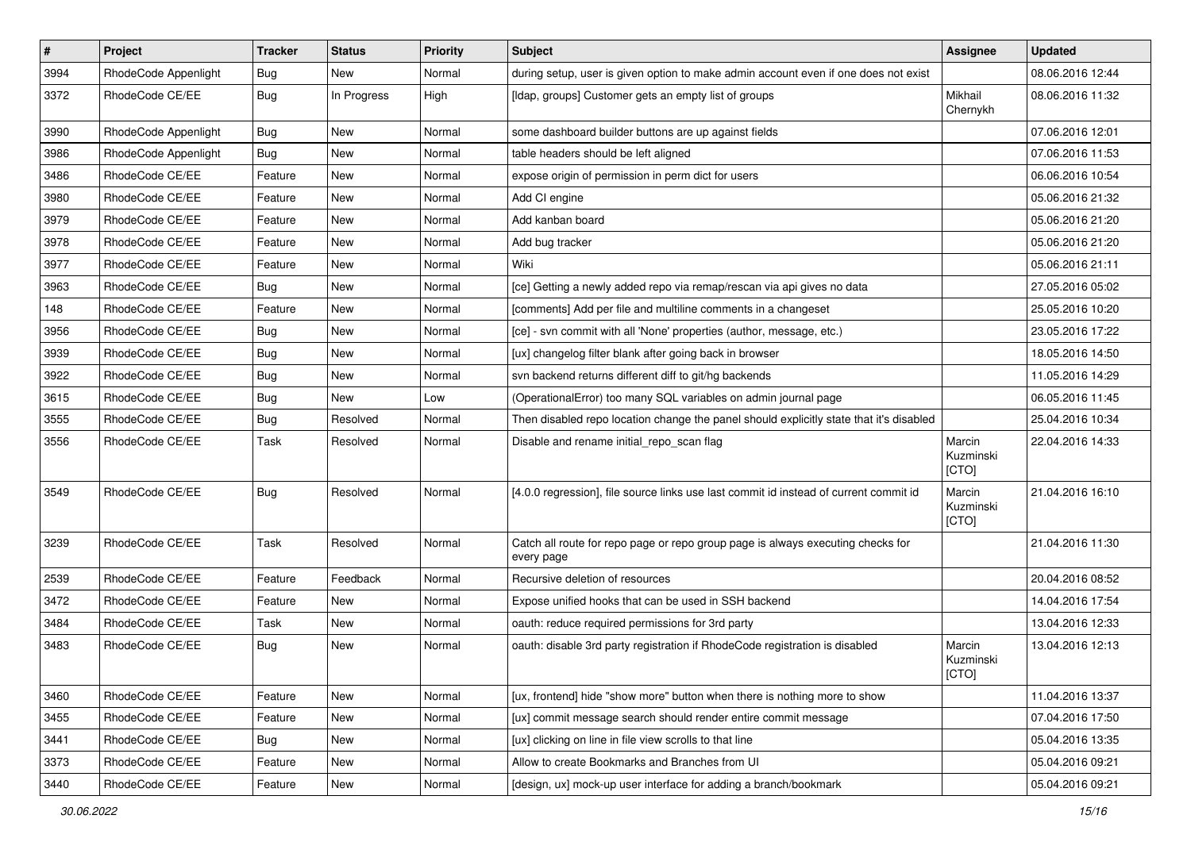| # | Project | Tracker | Status | Priority | Subject | Assignee | Updated |
|---|---|---|---|---|---|---|---|
| 3994 | RhodeCode Appenlight | Bug | New | Normal | during setup, user is given option to make admin account even if one does not exist | | 08.06.2016 12:44 |
| 3372 | RhodeCode CE/EE | Bug | In Progress | High | [ldap, groups] Customer gets an empty list of groups | Mikhail Chernykh | 08.06.2016 11:32 |
| 3990 | RhodeCode Appenlight | Bug | New | Normal | some dashboard builder buttons are up against fields | | 07.06.2016 12:01 |
| 3986 | RhodeCode Appenlight | Bug | New | Normal | table headers should be left aligned | | 07.06.2016 11:53 |
| 3486 | RhodeCode CE/EE | Feature | New | Normal | expose origin of permission in perm dict for users | | 06.06.2016 10:54 |
| 3980 | RhodeCode CE/EE | Feature | New | Normal | Add CI engine | | 05.06.2016 21:32 |
| 3979 | RhodeCode CE/EE | Feature | New | Normal | Add kanban board | | 05.06.2016 21:20 |
| 3978 | RhodeCode CE/EE | Feature | New | Normal | Add bug tracker | | 05.06.2016 21:20 |
| 3977 | RhodeCode CE/EE | Feature | New | Normal | Wiki | | 05.06.2016 21:11 |
| 3963 | RhodeCode CE/EE | Bug | New | Normal | [ce] Getting a newly added repo via remap/rescan via api gives no data | | 27.05.2016 05:02 |
| 148 | RhodeCode CE/EE | Feature | New | Normal | [comments] Add per file and multiline comments in a changeset | | 25.05.2016 10:20 |
| 3956 | RhodeCode CE/EE | Bug | New | Normal | [ce] - svn commit with all 'None' properties (author, message, etc.) | | 23.05.2016 17:22 |
| 3939 | RhodeCode CE/EE | Bug | New | Normal | [ux] changelog filter blank after going back in browser | | 18.05.2016 14:50 |
| 3922 | RhodeCode CE/EE | Bug | New | Normal | svn backend returns different diff to git/hg backends | | 11.05.2016 14:29 |
| 3615 | RhodeCode CE/EE | Bug | New | Low | (OperationalError) too many SQL variables on admin journal page | | 06.05.2016 11:45 |
| 3555 | RhodeCode CE/EE | Bug | Resolved | Normal | Then disabled repo location change the panel should explicitly state that it's disabled | | 25.04.2016 10:34 |
| 3556 | RhodeCode CE/EE | Task | Resolved | Normal | Disable and rename initial_repo_scan flag | Marcin Kuzminski [CTO] | 22.04.2016 14:33 |
| 3549 | RhodeCode CE/EE | Bug | Resolved | Normal | [4.0.0 regression], file source links use last commit id instead of current commit id | Marcin Kuzminski [CTO] | 21.04.2016 16:10 |
| 3239 | RhodeCode CE/EE | Task | Resolved | Normal | Catch all route for repo page or repo group page is always executing checks for every page | | 21.04.2016 11:30 |
| 2539 | RhodeCode CE/EE | Feature | Feedback | Normal | Recursive deletion of resources | | 20.04.2016 08:52 |
| 3472 | RhodeCode CE/EE | Feature | New | Normal | Expose unified hooks that can be used in SSH backend | | 14.04.2016 17:54 |
| 3484 | RhodeCode CE/EE | Task | New | Normal | oauth: reduce required permissions for 3rd party | | 13.04.2016 12:33 |
| 3483 | RhodeCode CE/EE | Bug | New | Normal | oauth: disable 3rd party registration if RhodeCode registration is disabled | Marcin Kuzminski [CTO] | 13.04.2016 12:13 |
| 3460 | RhodeCode CE/EE | Feature | New | Normal | [ux, frontend] hide "show more" button when there is nothing more to show | | 11.04.2016 13:37 |
| 3455 | RhodeCode CE/EE | Feature | New | Normal | [ux] commit message search should render entire commit message | | 07.04.2016 17:50 |
| 3441 | RhodeCode CE/EE | Bug | New | Normal | [ux] clicking on line in file view scrolls to that line | | 05.04.2016 13:35 |
| 3373 | RhodeCode CE/EE | Feature | New | Normal | Allow to create Bookmarks and Branches from UI | | 05.04.2016 09:21 |
| 3440 | RhodeCode CE/EE | Feature | New | Normal | [design, ux] mock-up user interface for adding a branch/bookmark | | 05.04.2016 09:21 |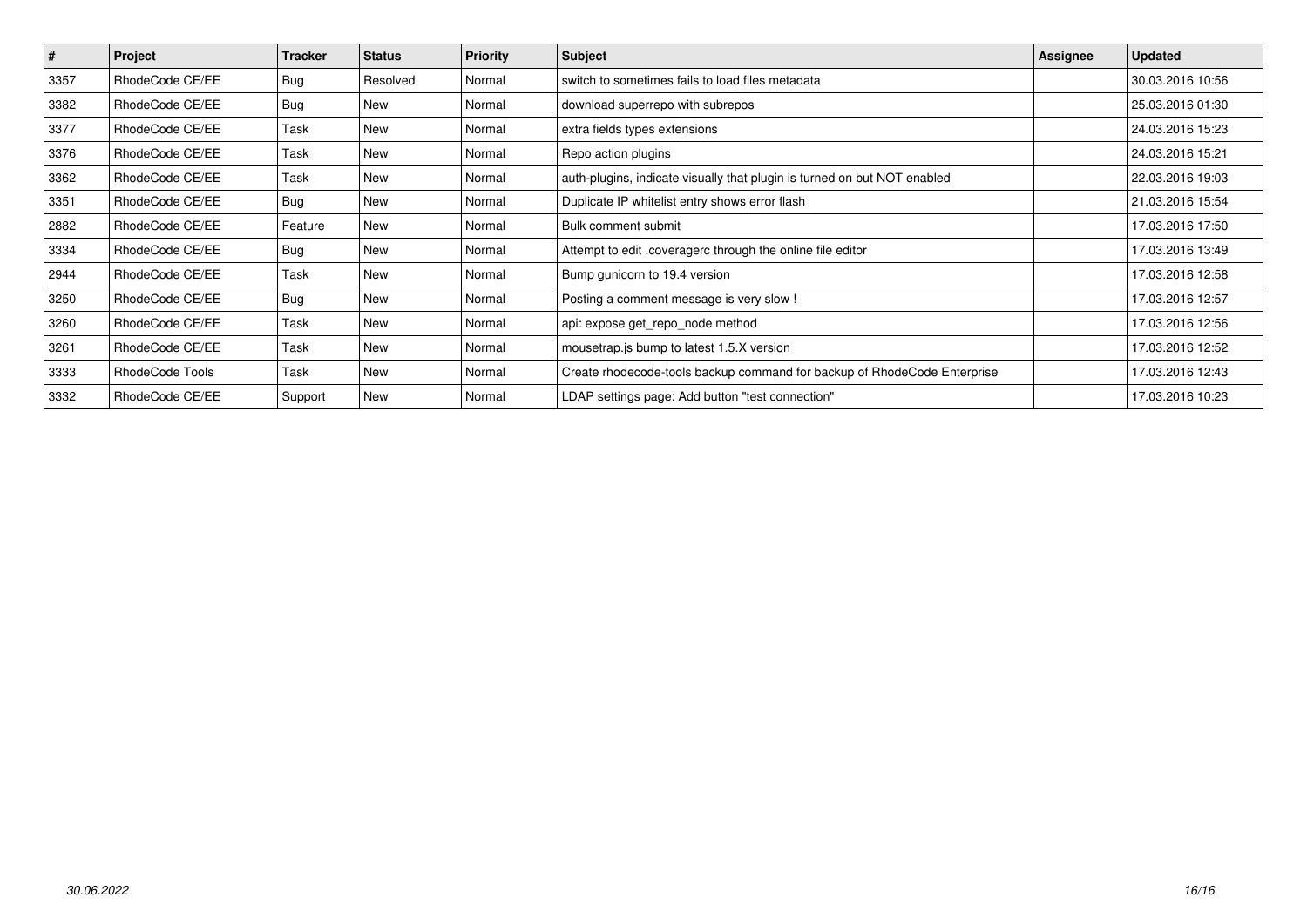| # | Project | Tracker | Status | Priority | Subject | Assignee | Updated |
|---|---|---|---|---|---|---|---|
| 3357 | RhodeCode CE/EE | Bug | Resolved | Normal | switch to sometimes fails to load files metadata | | 30.03.2016 10:56 |
| 3382 | RhodeCode CE/EE | Bug | New | Normal | download superrepo with subrepos | | 25.03.2016 01:30 |
| 3377 | RhodeCode CE/EE | Task | New | Normal | extra fields types extensions | | 24.03.2016 15:23 |
| 3376 | RhodeCode CE/EE | Task | New | Normal | Repo action plugins | | 24.03.2016 15:21 |
| 3362 | RhodeCode CE/EE | Task | New | Normal | auth-plugins, indicate visually that plugin is turned on but NOT enabled | | 22.03.2016 19:03 |
| 3351 | RhodeCode CE/EE | Bug | New | Normal | Duplicate IP whitelist entry shows error flash | | 21.03.2016 15:54 |
| 2882 | RhodeCode CE/EE | Feature | New | Normal | Bulk comment submit | | 17.03.2016 17:50 |
| 3334 | RhodeCode CE/EE | Bug | New | Normal | Attempt to edit .coveragerc through the online file editor | | 17.03.2016 13:49 |
| 2944 | RhodeCode CE/EE | Task | New | Normal | Bump gunicorn to 19.4 version | | 17.03.2016 12:58 |
| 3250 | RhodeCode CE/EE | Bug | New | Normal | Posting a comment message is very slow ! | | 17.03.2016 12:57 |
| 3260 | RhodeCode CE/EE | Task | New | Normal | api: expose get_repo_node method | | 17.03.2016 12:56 |
| 3261 | RhodeCode CE/EE | Task | New | Normal | mousetrap.js bump to latest 1.5.X version | | 17.03.2016 12:52 |
| 3333 | RhodeCode Tools | Task | New | Normal | Create rhodecode-tools backup command for backup of RhodeCode Enterprise | | 17.03.2016 12:43 |
| 3332 | RhodeCode CE/EE | Support | New | Normal | LDAP settings page: Add button "test connection" | | 17.03.2016 10:23 |